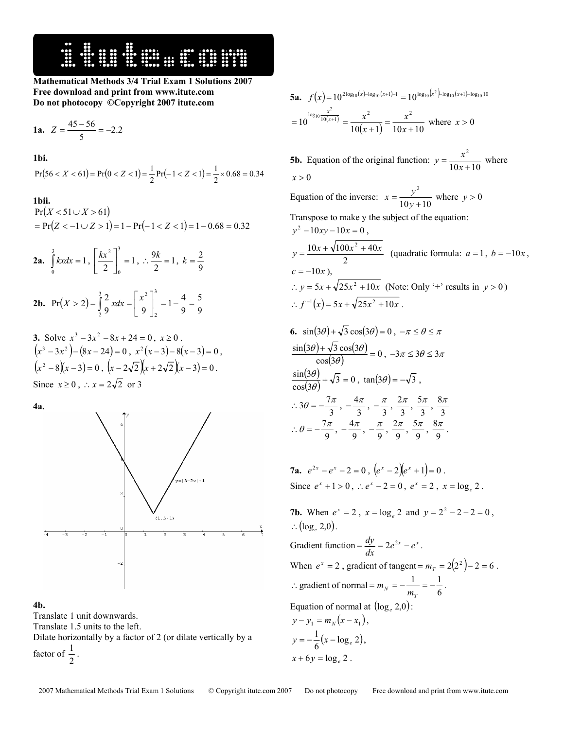**Mathematical Methods 3/4 Trial Exam 1 Solutions 2007**
**Free download and print from www.itute.com**
**Do not photocopy ©Copyright 2007 itute.com**

**1a.** $Z = \dfrac{45 - 56}{5} = -2.2$

**1bi.**
$\Pr(56 < X < 61) = \Pr(0 < Z < 1) = \dfrac{1}{2}\Pr(-1 < Z < 1) = \dfrac{1}{2} \times 0.68 = 0.34$

**1bii.**
$\Pr(X < 51 \cup X > 61)$
$= \Pr(Z < -1 \cup Z > 1) = 1 - \Pr(-1 < Z < 1) = 1 - 0.68 = 0.32$

**2a.** $\displaystyle\int_0^3 kx\,dx = 1$, $\left[\dfrac{kx^2}{2}\right]_0^3 = 1$, $\therefore \dfrac{9k}{2} = 1$, $k = \dfrac{2}{9}$

**2b.** $\Pr(X > 2) = \displaystyle\int_2^3 \dfrac{2}{9}x\,dx = \left[\dfrac{x^2}{9}\right]_2^3 = 1 - \dfrac{4}{9} = \dfrac{5}{9}$

**3.** Solve $x^3 - 3x^2 - 8x + 24 = 0$, $x \geq 0$.
$(x^3 - 3x^2) - (8x - 24) = 0$, $x^2(x-3) - 8(x-3) = 0$,
$(x^2 - 8)(x-3) = 0$, $(x - 2\sqrt{2})(x + 2\sqrt{2})(x - 3) = 0$.
Since $x \geq 0$, $\therefore x = 2\sqrt{2}$ or 3

**4a.**

y=|3-2x|+1

(1.5,1)

**4b.**
Translate 1 unit downwards.
Translate 1.5 units to the left.
Dilate horizontally by a factor of 2 (or dilate vertically by a factor of $\dfrac{1}{2}$.

**5a.** $f(x) = 10^{2\log_{10}(x) - \log_{10}(x+1) - 1} = 10^{\log_{10}(x^2) - \log_{10}(x+1) - \log_{10}10}$
$= 10^{\log_{10}\frac{x^2}{10(x+1)}} = \dfrac{x^2}{10(x+1)} = \dfrac{x^2}{10x + 10}$ where $x > 0$

**5b.** Equation of the original function: $y = \dfrac{x^2}{10x + 10}$ where $x > 0$

Equation of the inverse: $x = \dfrac{y^2}{10y + 10}$ where $y > 0$

Transpose to make y the subject of the equation:
$y^2 - 10xy - 10x = 0$,
$y = \dfrac{10x + \sqrt{100x^2 + 40x}}{2}$ (quadratic formula: $a = 1$, $b = -10x$, $c = -10x$),
$\therefore y = 5x + \sqrt{25x^2 + 10x}$ (Note: Only '+' results in $y > 0$)
$\therefore f^{-1}(x) = 5x + \sqrt{25x^2 + 10x}$.

**6.** $\sin(3\theta) + \sqrt{3}\cos(3\theta) = 0$, $-\pi \leq \theta \leq \pi$
$\dfrac{\sin(3\theta) + \sqrt{3}\cos(3\theta)}{\cos(3\theta)} = 0$, $-3\pi \leq 3\theta \leq 3\pi$
$\dfrac{\sin(3\theta)}{\cos(3\theta)} + \sqrt{3} = 0$, $\tan(3\theta) = -\sqrt{3}$,
$\therefore 3\theta = -\dfrac{7\pi}{3}, -\dfrac{4\pi}{3}, -\dfrac{\pi}{3}, \dfrac{2\pi}{3}, \dfrac{5\pi}{3}, \dfrac{8\pi}{3}$
$\therefore \theta = -\dfrac{7\pi}{9}, -\dfrac{4\pi}{9}, -\dfrac{\pi}{9}, \dfrac{2\pi}{9}, \dfrac{5\pi}{9}, \dfrac{8\pi}{9}$.

**7a.** $e^{2x} - e^x - 2 = 0$, $(e^x - 2)(e^x + 1) = 0$.
Since $e^x + 1 > 0$, $\therefore e^x - 2 = 0$, $e^x = 2$, $x = \log_e 2$.

**7b.** When $e^x = 2$, $x = \log_e 2$ and $y = 2^2 - 2 - 2 = 0$,
$\therefore (\log_e 2, 0)$.
Gradient function $= \dfrac{dy}{dx} = 2e^{2x} - e^x$.
When $e^x = 2$, gradient of tangent $= m_T = 2(2^2) - 2 = 6$.
$\therefore$ gradient of normal $= m_N = -\dfrac{1}{m_T} = -\dfrac{1}{6}$.
Equation of normal at $(\log_e 2, 0)$:
$y - y_1 = m_N(x - x_1)$,
$y = -\dfrac{1}{6}(x - \log_e 2)$,
$x + 6y = \log_e 2$.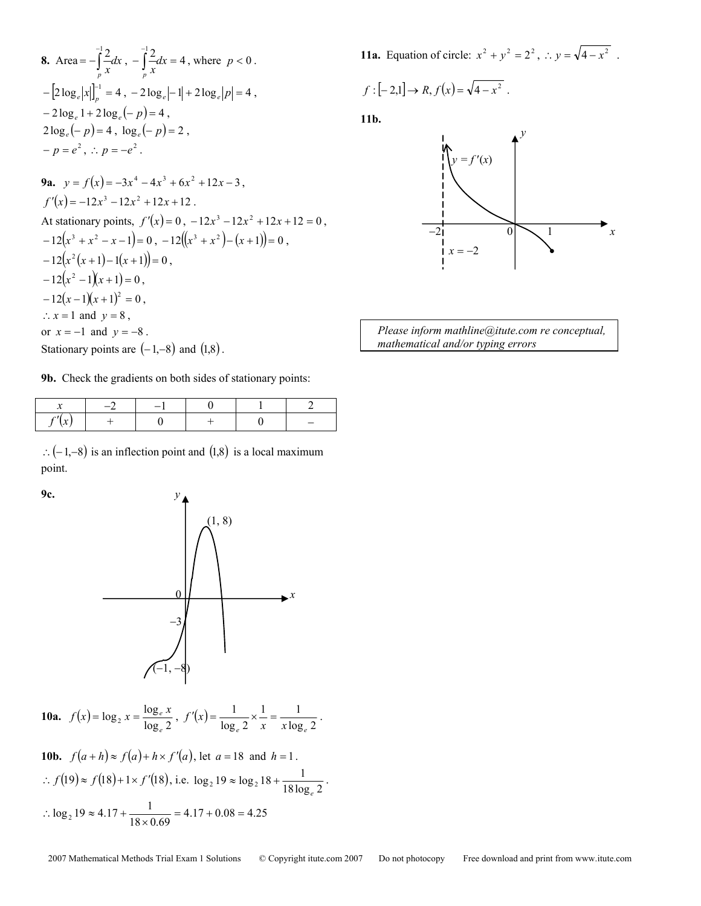**8.** Area $= -\int_p^{-1} \frac{2}{x}dx$, $-\int_p^{-1} \frac{2}{x}dx = 4$, where $p < 0$.

$-\left[2\log_e|x|\right]_p^{-1} = 4$, $-2\log_e|-1| + 2\log_e|p| = 4$,

$-2\log_e 1 + 2\log_e(-p) = 4$,

$2\log_e(-p) = 4$, $\log_e(-p) = 2$,

$-p = e^2$, $\therefore p = -e^2$.

**9a.** $y = f(x) = -3x^4 - 4x^3 + 6x^2 + 12x - 3$,

$f'(x) = -12x^3 - 12x^2 + 12x + 12$.

At stationary points, $f'(x) = 0$, $-12x^3 - 12x^2 + 12x + 12 = 0$,

$-12(x^3 + x^2 - x - 1) = 0$, $-12((x^3 + x^2) - (x+1)) = 0$,

$-12(x^2(x+1) - 1(x+1)) = 0$,

$-12(x^2 - 1)(x+1) = 0$,

$-12(x-1)(x+1)^2 = 0$,

$\therefore x = 1$ and $y = 8$,

or $x = -1$ and $y = -8$.

Stationary points are $(-1,-8)$ and $(1,8)$.

**9b.** Check the gradients on both sides of stationary points:

| $x$ | $-2$ | $-1$ | $0$ | $1$ | $2$ |
|---|---|---|---|---|---|
| $f'(x)$ | + | 0 | + | 0 | – |

$\therefore (-1,-8)$ is an inflection point and $(1,8)$ is a local maximum point.

**9c.**

y

(1, 8)

0

x

–3

(–1, –8)

**10a.** $f(x) = \log_2 x = \frac{\log_e x}{\log_e 2}$, $f'(x) = \frac{1}{\log_e 2} \times \frac{1}{x} = \frac{1}{x\log_e 2}$.

**10b.** $f(a+h) \approx f(a) + h \times f'(a)$, let $a = 18$ and $h = 1$.

$\therefore f(19) \approx f(18) + 1 \times f'(18)$, i.e. $\log_2 19 \approx \log_2 18 + \frac{1}{18\log_e 2}$.

$\therefore \log_2 19 \approx 4.17 + \frac{1}{18 \times 0.69} = 4.17 + 0.08 = 4.25$

**11a.** Equation of circle: $x^2 + y^2 = 2^2$, $\therefore y = \sqrt{4 - x^2}$.

$f : [-2,1] \to R, f(x) = \sqrt{4 - x^2}$.

**11b.**

y

$y = f'(x)$

–2

0

1

x

$x = -2$

*Please inform mathline@itute.com re conceptual, mathematical and/or typing errors*